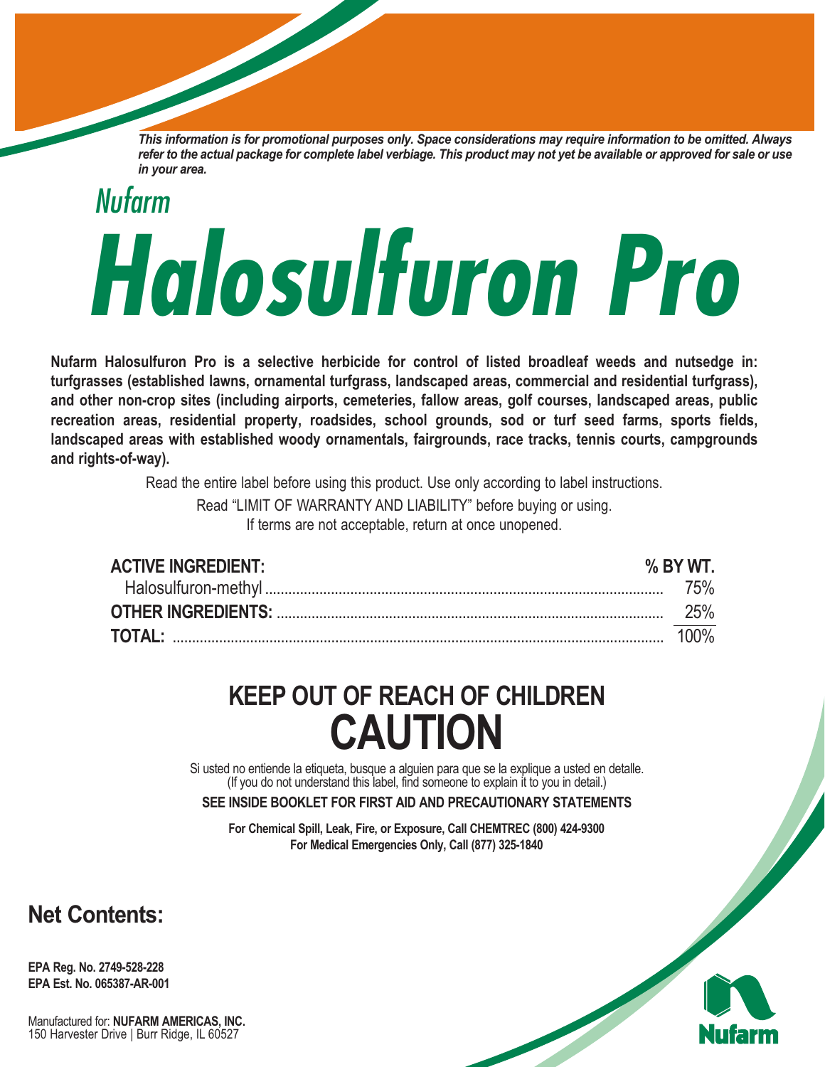*This information is for promotional purposes only. Space considerations may require information to be omitted. Always refer to the actual package for complete label verbiage. This product may not yet be available or approved for sale or use in your area.*

Nufarm

# Halosulfuron Pro

**Nufarm Halosulfuron Pro is a selective herbicide for control of listed broadleaf weeds and nutsedge in: turfgrasses (established lawns, ornamental turfgrass, landscaped areas, commercial and residential turfgrass), and other non-crop sites (including airports, cemeteries, fallow areas, golf courses, landscaped areas, public recreation areas, residential property, roadsides, school grounds, sod or turf seed farms, sports fields, landscaped areas with established woody ornamentals, fairgrounds, race tracks, tennis courts, campgrounds and rights-of-way).**

Read the entire label before using this product. Use only according to label instructions.

Read "LIMIT OF WARRANTY AND LIABILITY" before buying or using.
If terms are not acceptable, return at once unopened.

| **ACTIVE INGREDIENT:** | **% BY WT.** |
|---|---|
| Halosulfuron-methyl | 75% |
| **OTHER INGREDIENTS:** | 25% |
| **TOTAL:** | 100% |

## KEEP OUT OF REACH OF CHILDREN

## CAUTION

Si usted no entiende la etiqueta, busque a alguien para que se la explique a usted en detalle.
(If you do not understand this label, find someone to explain it to you in detail.)

**SEE INSIDE BOOKLET FOR FIRST AID AND PRECAUTIONARY STATEMENTS**

**For Chemical Spill, Leak, Fire, or Exposure, Call CHEMTREC (800) 424-9300**
**For Medical Emergencies Only, Call (877) 325-1840**

## Net Contents:

**EPA Reg. No. 2749-528-228**
**EPA Est. No. 065387-AR-001**

Manufactured for: **NUFARM AMERICAS, INC.**
150 Harvester Drive | Burr Ridge, IL 60527

Nufarm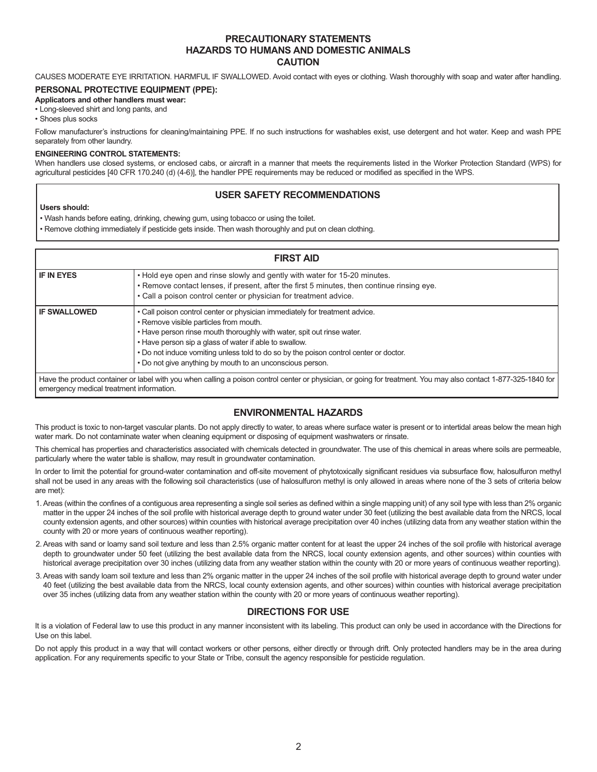## PRECAUTIONARY STATEMENTS
## HAZARDS TO HUMANS AND DOMESTIC ANIMALS
## CAUTION

CAUSES MODERATE EYE IRRITATION. HARMFUL IF SWALLOWED. Avoid contact with eyes or clothing. Wash thoroughly with soap and water after handling.

**PERSONAL PROTECTIVE EQUIPMENT (PPE):**

**Applicators and other handlers must wear:**

- Long-sleeved shirt and long pants, and
- Shoes plus socks

Follow manufacturer's instructions for cleaning/maintaining PPE. If no such instructions for washables exist, use detergent and hot water. Keep and wash PPE separately from other laundry.

**ENGINEERING CONTROL STATEMENTS:**

When handlers use closed systems, or enclosed cabs, or aircraft in a manner that meets the requirements listed in the Worker Protection Standard (WPS) for agricultural pesticides [40 CFR 170.240 (d) (4-6)], the handler PPE requirements may be reduced or modified as specified in the WPS.

### USER SAFETY RECOMMENDATIONS

**Users should:**

- Wash hands before eating, drinking, chewing gum, using tobacco or using the toilet.
- Remove clothing immediately if pesticide gets inside. Then wash thoroughly and put on clean clothing.

### FIRST AID

| | |
|---|---|
| **IF IN EYES** | • Hold eye open and rinse slowly and gently with water for 15-20 minutes.<br>• Remove contact lenses, if present, after the first 5 minutes, then continue rinsing eye.<br>• Call a poison control center or physician for treatment advice. |
| **IF SWALLOWED** | • Call poison control center or physician immediately for treatment advice.<br>• Remove visible particles from mouth.<br>• Have person rinse mouth thoroughly with water, spit out rinse water.<br>• Have person sip a glass of water if able to swallow.<br>• Do not induce vomiting unless told to do so by the poison control center or doctor.<br>• Do not give anything by mouth to an unconscious person. |

Have the product container or label with you when calling a poison control center or physician, or going for treatment. You may also contact 1-877-325-1840 for emergency medical treatment information.

### ENVIRONMENTAL HAZARDS

This product is toxic to non-target vascular plants. Do not apply directly to water, to areas where surface water is present or to intertidal areas below the mean high water mark. Do not contaminate water when cleaning equipment or disposing of equipment washwaters or rinsate.

This chemical has properties and characteristics associated with chemicals detected in groundwater. The use of this chemical in areas where soils are permeable, particularly where the water table is shallow, may result in groundwater contamination.

In order to limit the potential for ground-water contamination and off-site movement of phytotoxically significant residues via subsurface flow, halosulfuron methyl shall not be used in any areas with the following soil characteristics (use of halosulfuron methyl is only allowed in areas where none of the 3 sets of criteria below are met):

1. Areas (within the confines of a contiguous area representing a single soil series as defined within a single mapping unit) of any soil type with less than 2% organic matter in the upper 24 inches of the soil profile with historical average depth to ground water under 30 feet (utilizing the best available data from the NRCS, local county extension agents, and other sources) within counties with historical average precipitation over 40 inches (utilizing data from any weather station within the county with 20 or more years of continuous weather reporting).
2. Areas with sand or loamy sand soil texture and less than 2.5% organic matter content for at least the upper 24 inches of the soil profile with historical average depth to groundwater under 50 feet (utilizing the best available data from the NRCS, local county extension agents, and other sources) within counties with historical average precipitation over 30 inches (utilizing data from any weather station within the county with 20 or more years of continuous weather reporting).
3. Areas with sandy loam soil texture and less than 2% organic matter in the upper 24 inches of the soil profile with historical average depth to ground water under 40 feet (utilizing the best available data from the NRCS, local county extension agents, and other sources) within counties with historical average precipitation over 35 inches (utilizing data from any weather station within the county with 20 or more years of continuous weather reporting).

### DIRECTIONS FOR USE

It is a violation of Federal law to use this product in any manner inconsistent with its labeling. This product can only be used in accordance with the Directions for Use on this label.

Do not apply this product in a way that will contact workers or other persons, either directly or through drift. Only protected handlers may be in the area during application. For any requirements specific to your State or Tribe, consult the agency responsible for pesticide regulation.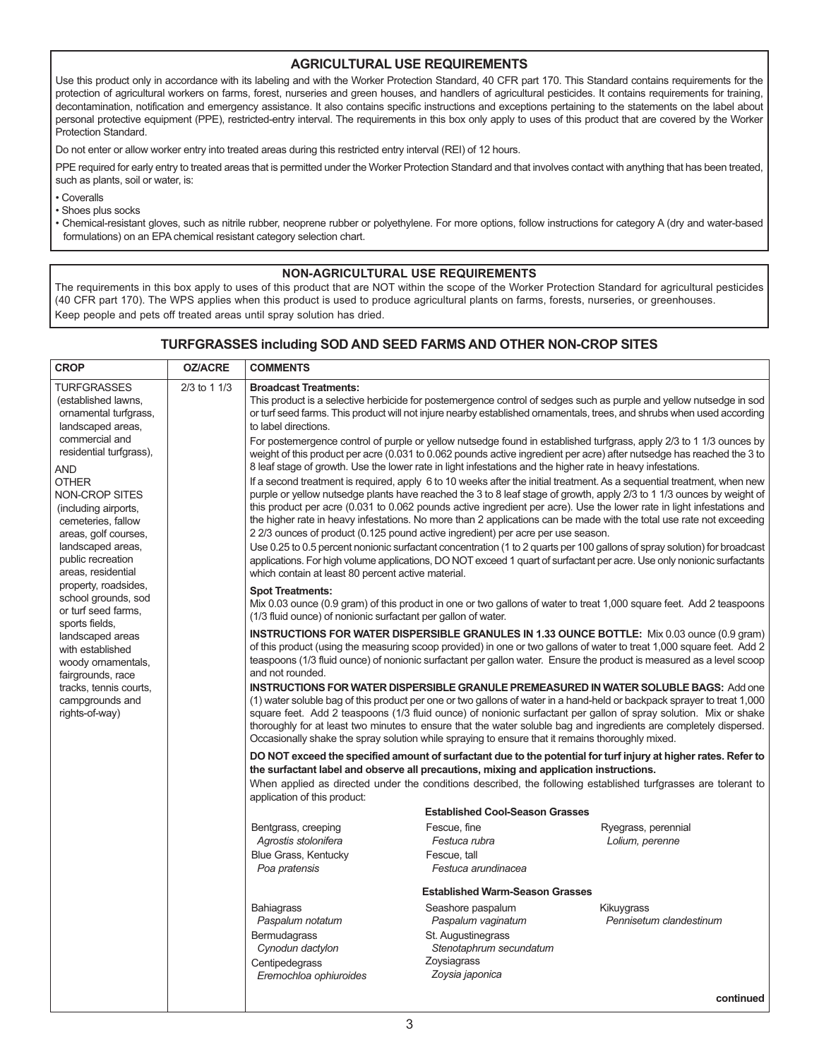## AGRICULTURAL USE REQUIREMENTS

Use this product only in accordance with its labeling and with the Worker Protection Standard, 40 CFR part 170. This Standard contains requirements for the protection of agricultural workers on farms, forest, nurseries and green houses, and handlers of agricultural pesticides. It contains requirements for training, decontamination, notification and emergency assistance. It also contains specific instructions and exceptions pertaining to the statements on the label about personal protective equipment (PPE), restricted-entry interval. The requirements in this box only apply to uses of this product that are covered by the Worker Protection Standard.

Do not enter or allow worker entry into treated areas during this restricted entry interval (REI) of 12 hours.

PPE required for early entry to treated areas that is permitted under the Worker Protection Standard and that involves contact with anything that has been treated, such as plants, soil or water, is:

- Coveralls
- Shoes plus socks
- Chemical-resistant gloves, such as nitrile rubber, neoprene rubber or polyethylene. For more options, follow instructions for category A (dry and water-based formulations) on an EPA chemical resistant category selection chart.

## NON-AGRICULTURAL USE REQUIREMENTS

The requirements in this box apply to uses of this product that are NOT within the scope of the Worker Protection Standard for agricultural pesticides (40 CFR part 170). The WPS applies when this product is used to produce agricultural plants on farms, forests, nurseries, or greenhouses.

Keep people and pets off treated areas until spray solution has dried.

## TURFGRASSES including SOD AND SEED FARMS AND OTHER NON-CROP SITES

| CROP | OZ/ACRE | COMMENTS |
|---|---|---|
| TURFGRASSES (established lawns, ornamental turfgrass, landscaped areas, commercial and residential turfgrass), AND OTHER NON-CROP SITES (including airports, cemeteries, fallow areas, golf courses, landscaped areas, public recreation areas, residential property, roadsides, school grounds, sod or turf seed farms, sports fields, landscaped areas with established woody ornamentals, fairgrounds, race tracks, tennis courts, campgrounds and rights-of-way) | 2/3 to 1 1/3 | **Broadcast Treatments:** This product is a selective herbicide for postemergence control of sedges such as purple and yellow nutsedge in sod or turf seed farms. This product will not injure nearby established ornamentals, trees, and shrubs when used according to label directions. For postemergence control of purple or yellow nutsedge found in established turfgrass, apply 2/3 to 1 1/3 ounces by weight of this product per acre (0.031 to 0.062 pounds active ingredient per acre) after nutsedge has reached the 3 to 8 leaf stage of growth. Use the lower rate in light infestations and the higher rate in heavy infestations. If a second treatment is required, apply 6 to 10 weeks after the initial treatment. As a sequential treatment, when new purple or yellow nutsedge plants have reached the 3 to 8 leaf stage of growth, apply 2/3 to 1 1/3 ounces by weight of this product per acre (0.031 to 0.062 pounds active ingredient per acre). Use the lower rate in light infestations and the higher rate in heavy infestations. No more than 2 applications can be made with the total use rate not exceeding 2 2/3 ounces of product (0.125 pound active ingredient) per acre per use season. Use 0.25 to 0.5 percent nonionic surfactant concentration (1 to 2 quarts per 100 gallons of spray solution) for broadcast applications. For high volume applications, DO NOT exceed 1 quart of surfactant per acre. Use only nonionic surfactants which contain at least 80 percent active material.<br><br>**Spot Treatments:** Mix 0.03 ounce (0.9 gram) of this product in one or two gallons of water to treat 1,000 square feet. Add 2 teaspoons (1/3 fluid ounce) of nonionic surfactant per gallon of water.<br><br>**INSTRUCTIONS FOR WATER DISPERSIBLE GRANULES IN 1.33 OUNCE BOTTLE:** Mix 0.03 ounce (0.9 gram) of this product (using the measuring scoop provided) in one or two gallons of water to treat 1,000 square feet. Add 2 teaspoons (1/3 fluid ounce) of nonionic surfactant per gallon water. Ensure the product is measured as a level scoop and not rounded.<br><br>**INSTRUCTIONS FOR WATER DISPERSIBLE GRANULE PREMEASURED IN WATER SOLUBLE BAGS:** Add one (1) water soluble bag of this product per one or two gallons of water in a hand-held or backpack sprayer to treat 1,000 square feet. Add 2 teaspoons (1/3 fluid ounce) of nonionic surfactant per gallon of spray solution. Mix or shake thoroughly for at least two minutes to ensure that the water soluble bag and ingredients are completely dispersed. Occasionally shake the spray solution while spraying to ensure that it remains thoroughly mixed.<br><br>**DO NOT exceed the specified amount of surfactant due to the potential for turf injury at higher rates. Refer to the surfactant label and observe all precautions, mixing and application instructions.** When applied as directed under the conditions described, the following established turfgrasses are tolerant to application of this product:<br><br>**Established Cool-Season Grasses**<br>Bentgrass, creeping *Agrostis stolonifera*; Blue Grass, Kentucky *Poa pratensis*; Fescue, fine *Festuca rubra*; Fescue, tall *Festuca arundinacea*; Ryegrass, perennial *Lolium, perenne*<br><br>**Established Warm-Season Grasses**<br>Bahiagrass *Paspalum notatum*; Bermudagrass *Cynodun dactylon*; Centipedegrass *Eremochloa ophiuroides*; Seashore paspalum *Paspalum vaginatum*; St. Augustinegrass *Stenotaphrum secundatum*; Zoysiagrass *Zoysia japonica*; Kikuygrass *Pennisetum clandestinum*<br><br>**continued** |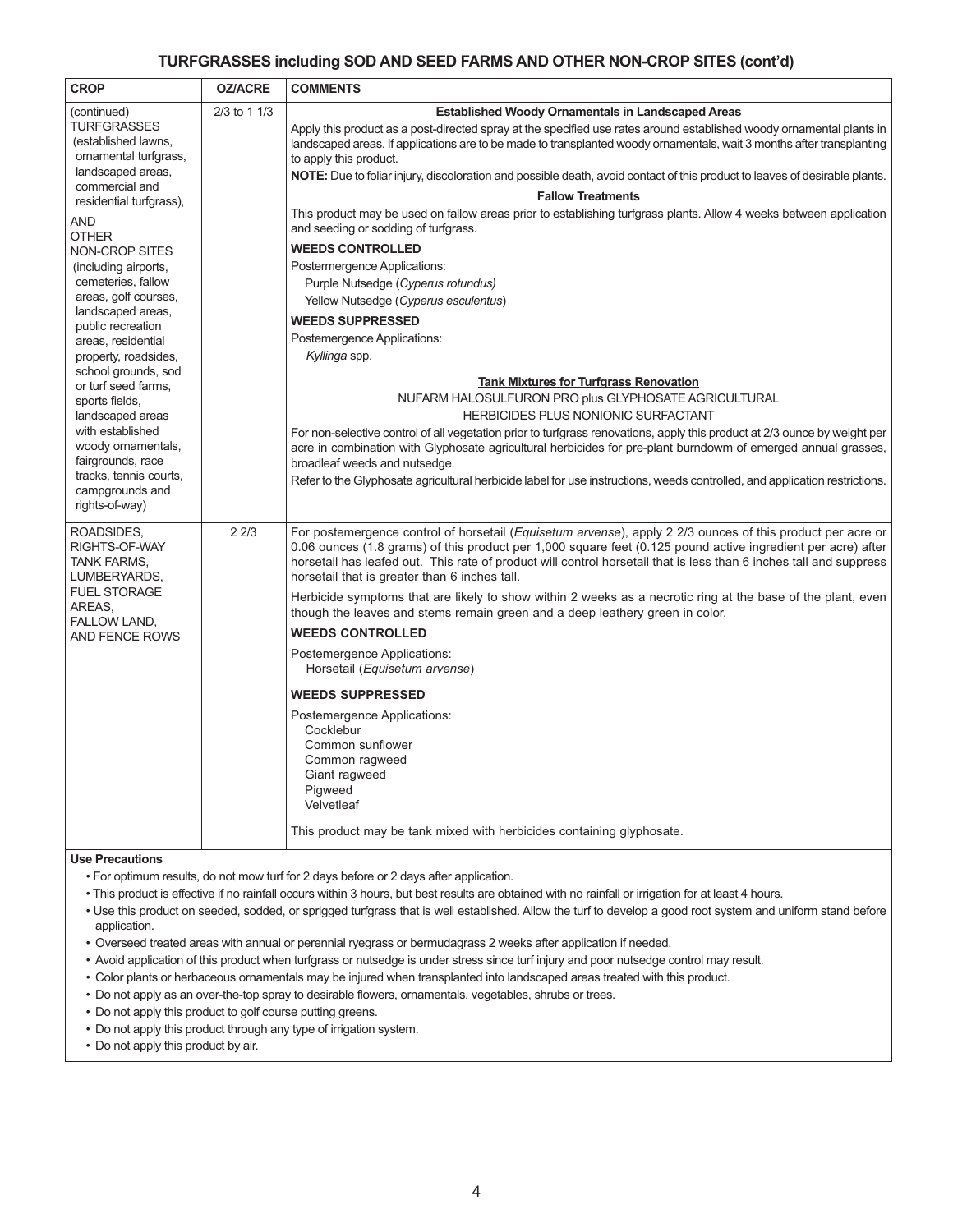## TURFGRASSES including SOD AND SEED FARMS AND OTHER NON-CROP SITES (cont'd)

| CROP | OZ/ACRE | COMMENTS |
|---|---|---|
| (continued) TURFGRASSES (established lawns, ornamental turfgrass, landscaped areas, commercial and residential turfgrass), AND OTHER NON-CROP SITES (including airports, cemeteries, fallow areas, golf courses, landscaped areas, public recreation areas, residential property, roadsides, school grounds, sod or turf seed farms, sports fields, landscaped areas with established woody ornamentals, fairgrounds, race tracks, tennis courts, campgrounds and rights-of-way) | 2/3 to 1 1/3 | **Established Woody Ornamentals in Landscaped Areas**<br>Apply this product as a post-directed spray at the specified use rates around established woody ornamental plants in landscaped areas. If applications are to be made to transplanted woody ornamentals, wait 3 months after transplanting to apply this product.<br>**NOTE:** Due to foliar injury, discoloration and possible death, avoid contact of this product to leaves of desirable plants.<br>**Fallow Treatments**<br>This product may be used on fallow areas prior to establishing turfgrass plants. Allow 4 weeks between application and seeding or sodding of turfgrass.<br>**WEEDS CONTROLLED**<br>Postermergence Applications:<br>Purple Nutsedge (*Cyperus rotundus)*<br>Yellow Nutsedge (*Cyperus esculentus*)<br>**WEEDS SUPPRESSED**<br>Postemergence Applications:<br>*Kyllinga* spp.<br>**Tank Mixtures for Turfgrass Renovation**<br>NUFARM HALOSULFURON PRO plus GLYPHOSATE AGRICULTURAL HERBICIDES PLUS NONIONIC SURFACTANT<br>For non-selective control of all vegetation prior to turfgrass renovations, apply this product at 2/3 ounce by weight per acre in combination with Glyphosate agricultural herbicides for pre-plant burndowm of emerged annual grasses, broadleaf weeds and nutsedge.<br>Refer to the Glyphosate agricultural herbicide label for use instructions, weeds controlled, and application restrictions. |
| ROADSIDES, RIGHTS-OF-WAY TANK FARMS, LUMBERYARDS, FUEL STORAGE AREAS, FALLOW LAND, AND FENCE ROWS | 2 2/3 | For postemergence control of horsetail (*Equisetum arvense*), apply 2 2/3 ounces of this product per acre or 0.06 ounces (1.8 grams) of this product per 1,000 square feet (0.125 pound active ingredient per acre) after horsetail has leafed out. This rate of product will control horsetail that is less than 6 inches tall and suppress horsetail that is greater than 6 inches tall.<br>Herbicide symptoms that are likely to show within 2 weeks as a necrotic ring at the base of the plant, even though the leaves and stems remain green and a deep leathery green in color.<br>**WEEDS CONTROLLED**<br>Postemergence Applications:<br>Horsetail (*Equisetum arvense*)<br>**WEEDS SUPPRESSED**<br>Postemergence Applications:<br>Cocklebur<br>Common sunflower<br>Common ragweed<br>Giant ragweed<br>Pigweed<br>Velvetleaf<br>This product may be tank mixed with herbicides containing glyphosate. |

**Use Precautions**

- For optimum results, do not mow turf for 2 days before or 2 days after application.
- This product is effective if no rainfall occurs within 3 hours, but best results are obtained with no rainfall or irrigation for at least 4 hours.
- Use this product on seeded, sodded, or sprigged turfgrass that is well established. Allow the turf to develop a good root system and uniform stand before application.
- Overseed treated areas with annual or perennial ryegrass or bermudagrass 2 weeks after application if needed.
- Avoid application of this product when turfgrass or nutsedge is under stress since turf injury and poor nutsedge control may result.
- Color plants or herbaceous ornamentals may be injured when transplanted into landscaped areas treated with this product.
- Do not apply as an over-the-top spray to desirable flowers, ornamentals, vegetables, shrubs or trees.
- Do not apply this product to golf course putting greens.
- Do not apply this product through any type of irrigation system.
- Do not apply this product by air.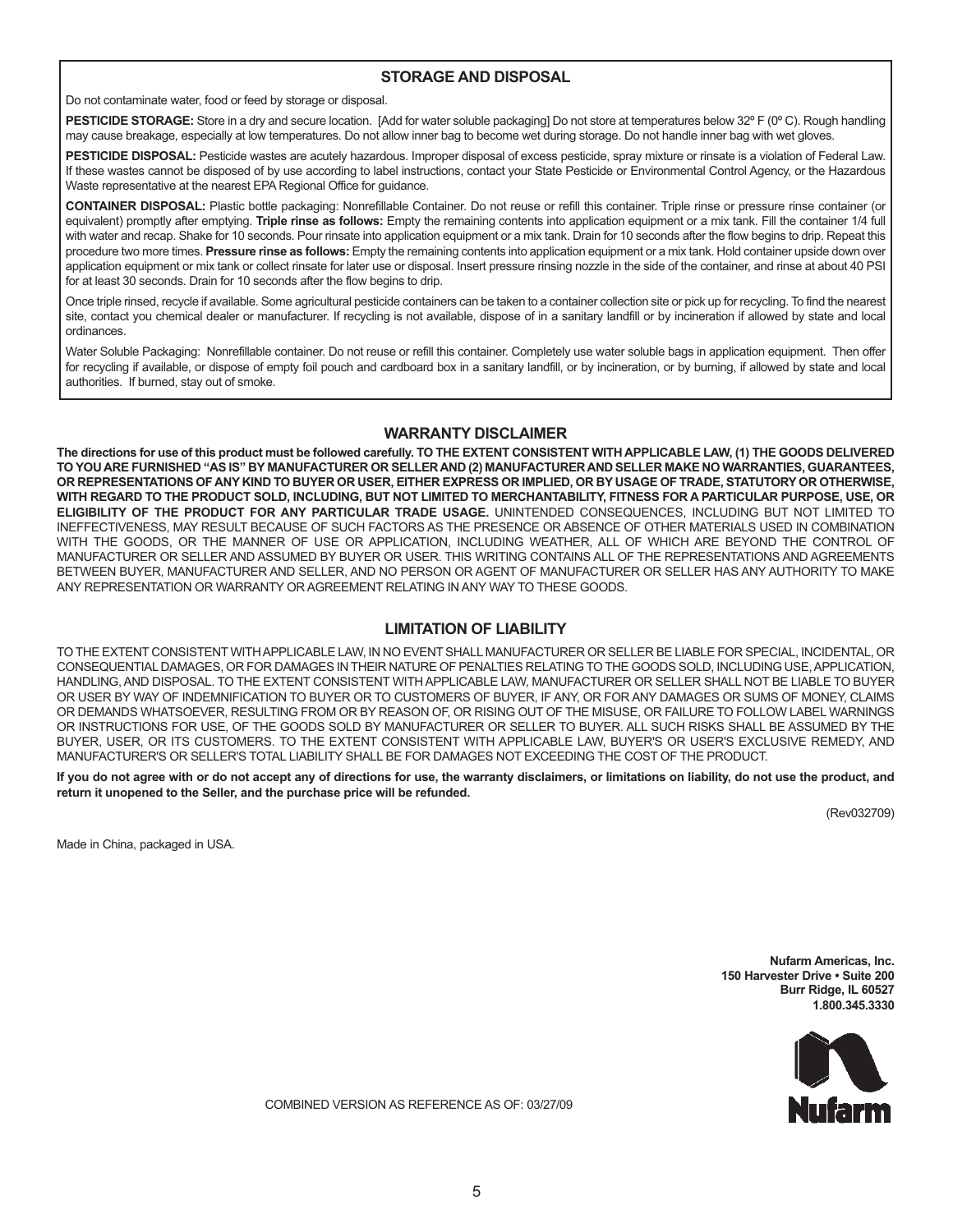## STORAGE AND DISPOSAL

Do not contaminate water, food or feed by storage or disposal.

**PESTICIDE STORAGE:** Store in a dry and secure location. [Add for water soluble packaging] Do not store at temperatures below 32º F (0º C). Rough handling may cause breakage, especially at low temperatures. Do not allow inner bag to become wet during storage. Do not handle inner bag with wet gloves.

**PESTICIDE DISPOSAL:** Pesticide wastes are acutely hazardous. Improper disposal of excess pesticide, spray mixture or rinsate is a violation of Federal Law. If these wastes cannot be disposed of by use according to label instructions, contact your State Pesticide or Environmental Control Agency, or the Hazardous Waste representative at the nearest EPA Regional Office for guidance.

**CONTAINER DISPOSAL:** Plastic bottle packaging: Nonrefillable Container. Do not reuse or refill this container. Triple rinse or pressure rinse container (or equivalent) promptly after emptying. **Triple rinse as follows:** Empty the remaining contents into application equipment or a mix tank. Fill the container 1/4 full with water and recap. Shake for 10 seconds. Pour rinsate into application equipment or a mix tank. Drain for 10 seconds after the flow begins to drip. Repeat this procedure two more times. **Pressure rinse as follows:** Empty the remaining contents into application equipment or a mix tank. Hold container upside down over application equipment or mix tank or collect rinsate for later use or disposal. Insert pressure rinsing nozzle in the side of the container, and rinse at about 40 PSI for at least 30 seconds. Drain for 10 seconds after the flow begins to drip.

Once triple rinsed, recycle if available. Some agricultural pesticide containers can be taken to a container collection site or pick up for recycling. To find the nearest site, contact you chemical dealer or manufacturer. If recycling is not available, dispose of in a sanitary landfill or by incineration if allowed by state and local ordinances.

Water Soluble Packaging: Nonrefillable container. Do not reuse or refill this container. Completely use water soluble bags in application equipment. Then offer for recycling if available, or dispose of empty foil pouch and cardboard box in a sanitary landfill, or by incineration, or by burning, if allowed by state and local authorities. If burned, stay out of smoke.

## WARRANTY DISCLAIMER

**The directions for use of this product must be followed carefully. TO THE EXTENT CONSISTENT WITH APPLICABLE LAW, (1) THE GOODS DELIVERED TO YOU ARE FURNISHED "AS IS" BY MANUFACTURER OR SELLER AND (2) MANUFACTURER AND SELLER MAKE NO WARRANTIES, GUARANTEES, OR REPRESENTATIONS OF ANY KIND TO BUYER OR USER, EITHER EXPRESS OR IMPLIED, OR BY USAGE OF TRADE, STATUTORY OR OTHERWISE, WITH REGARD TO THE PRODUCT SOLD, INCLUDING, BUT NOT LIMITED TO MERCHANTABILITY, FITNESS FOR A PARTICULAR PURPOSE, USE, OR ELIGIBILITY OF THE PRODUCT FOR ANY PARTICULAR TRADE USAGE.** UNINTENDED CONSEQUENCES, INCLUDING BUT NOT LIMITED TO INEFFECTIVENESS, MAY RESULT BECAUSE OF SUCH FACTORS AS THE PRESENCE OR ABSENCE OF OTHER MATERIALS USED IN COMBINATION WITH THE GOODS, OR THE MANNER OF USE OR APPLICATION, INCLUDING WEATHER, ALL OF WHICH ARE BEYOND THE CONTROL OF MANUFACTURER OR SELLER AND ASSUMED BY BUYER OR USER. THIS WRITING CONTAINS ALL OF THE REPRESENTATIONS AND AGREEMENTS BETWEEN BUYER, MANUFACTURER AND SELLER, AND NO PERSON OR AGENT OF MANUFACTURER OR SELLER HAS ANY AUTHORITY TO MAKE ANY REPRESENTATION OR WARRANTY OR AGREEMENT RELATING IN ANY WAY TO THESE GOODS.

## LIMITATION OF LIABILITY

TO THE EXTENT CONSISTENT WITH APPLICABLE LAW, IN NO EVENT SHALL MANUFACTURER OR SELLER BE LIABLE FOR SPECIAL, INCIDENTAL, OR CONSEQUENTIAL DAMAGES, OR FOR DAMAGES IN THEIR NATURE OF PENALTIES RELATING TO THE GOODS SOLD, INCLUDING USE, APPLICATION, HANDLING, AND DISPOSAL. TO THE EXTENT CONSISTENT WITH APPLICABLE LAW, MANUFACTURER OR SELLER SHALL NOT BE LIABLE TO BUYER OR USER BY WAY OF INDEMNIFICATION TO BUYER OR TO CUSTOMERS OF BUYER, IF ANY, OR FOR ANY DAMAGES OR SUMS OF MONEY, CLAIMS OR DEMANDS WHATSOEVER, RESULTING FROM OR BY REASON OF, OR RISING OUT OF THE MISUSE, OR FAILURE TO FOLLOW LABEL WARNINGS OR INSTRUCTIONS FOR USE, OF THE GOODS SOLD BY MANUFACTURER OR SELLER TO BUYER. ALL SUCH RISKS SHALL BE ASSUMED BY THE BUYER, USER, OR ITS CUSTOMERS. TO THE EXTENT CONSISTENT WITH APPLICABLE LAW, BUYER'S OR USER'S EXCLUSIVE REMEDY, AND MANUFACTURER'S OR SELLER'S TOTAL LIABILITY SHALL BE FOR DAMAGES NOT EXCEEDING THE COST OF THE PRODUCT.

**If you do not agree with or do not accept any of directions for use, the warranty disclaimers, or limitations on liability, do not use the product, and return it unopened to the Seller, and the purchase price will be refunded.**

(Rev032709)

Made in China, packaged in USA.

**Nufarm Americas, Inc.**
**150 Harvester Drive • Suite 200**
**Burr Ridge, IL 60527**
**1.800.345.3330**

Nufarm

COMBINED VERSION AS REFERENCE AS OF: 03/27/09